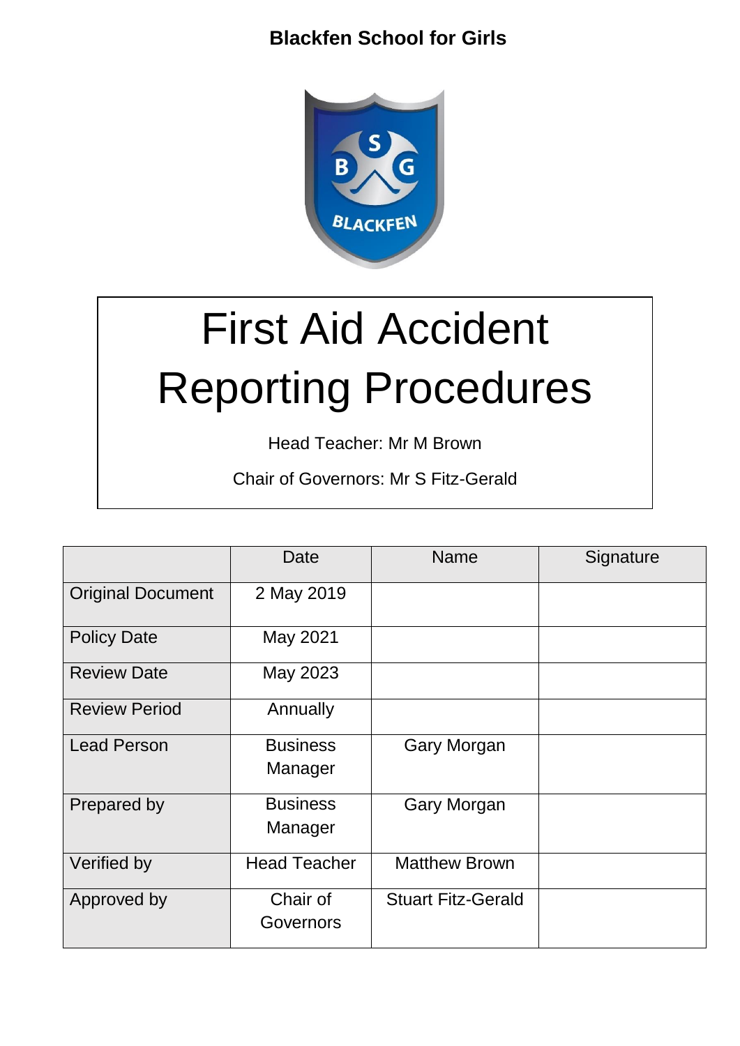**Blackfen School for Girls**

# First Aid Accident Reporting Procedures

Head Teacher: Mr M Brown

Chair of Governors: Mr S Fitz-Gerald

| | Date | Name | Signature |
|---|---|---|---|
| Original Document | 2 May 2019 | | |
| Policy Date | May 2021 | | |
| Review Date | May 2023 | | |
| Review Period | Annually | | |
| Lead Person | Business Manager | Gary Morgan | |
| Prepared by | Business Manager | Gary Morgan | |
| Verified by | Head Teacher | Matthew Brown | |
| Approved by | Chair of Governors | Stuart Fitz-Gerald | |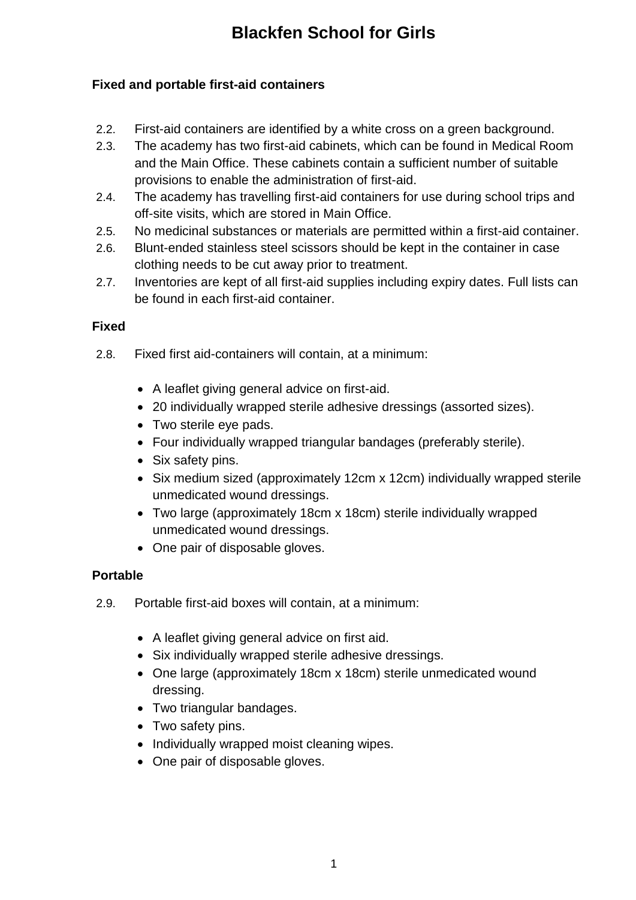### Fixed and portable first-aid containers

2.2. First-aid containers are identified by a white cross on a green background.

2.3. The academy has two first-aid cabinets, which can be found in Medical Room and the Main Office. These cabinets contain a sufficient number of suitable provisions to enable the administration of first-aid.

2.4. The academy has travelling first-aid containers for use during school trips and off-site visits, which are stored in Main Office.

2.5. No medicinal substances or materials are permitted within a first-aid container.

2.6. Blunt-ended stainless steel scissors should be kept in the container in case clothing needs to be cut away prior to treatment.

2.7. Inventories are kept of all first-aid supplies including expiry dates. Full lists can be found in each first-aid container.

### Fixed

2.8. Fixed first aid-containers will contain, at a minimum:

- A leaflet giving general advice on first-aid.
- 20 individually wrapped sterile adhesive dressings (assorted sizes).
- Two sterile eye pads.
- Four individually wrapped triangular bandages (preferably sterile).
- Six safety pins.
- Six medium sized (approximately 12cm x 12cm) individually wrapped sterile unmedicated wound dressings.
- Two large (approximately 18cm x 18cm) sterile individually wrapped unmedicated wound dressings.
- One pair of disposable gloves.

### Portable

2.9. Portable first-aid boxes will contain, at a minimum:

- A leaflet giving general advice on first aid.
- Six individually wrapped sterile adhesive dressings.
- One large (approximately 18cm x 18cm) sterile unmedicated wound dressing.
- Two triangular bandages.
- Two safety pins.
- Individually wrapped moist cleaning wipes.
- One pair of disposable gloves.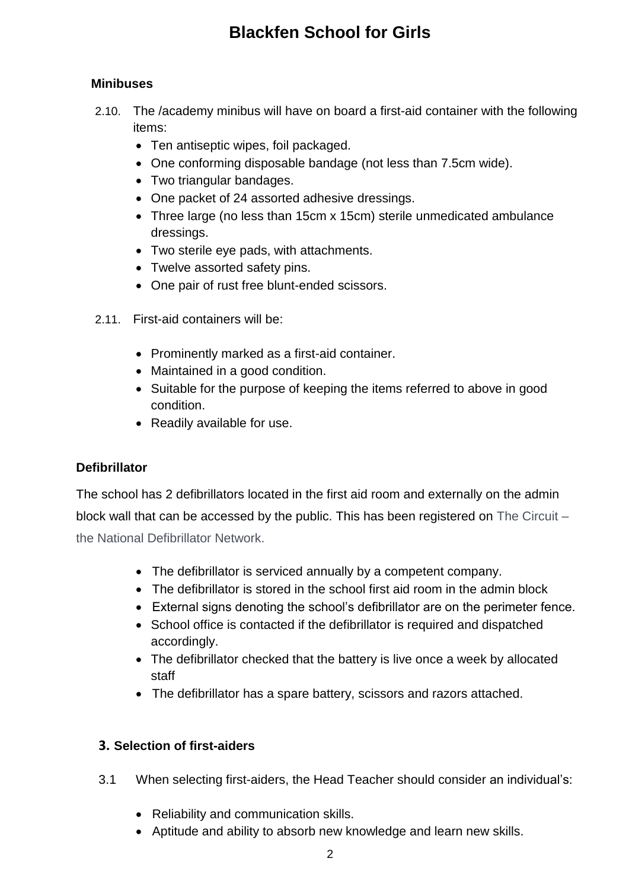### Minibuses

2.10. The /academy minibus will have on board a first-aid container with the following items:

- Ten antiseptic wipes, foil packaged.
- One conforming disposable bandage (not less than 7.5cm wide).
- Two triangular bandages.
- One packet of 24 assorted adhesive dressings.
- Three large (no less than 15cm x 15cm) sterile unmedicated ambulance dressings.
- Two sterile eye pads, with attachments.
- Twelve assorted safety pins.
- One pair of rust free blunt-ended scissors.

2.11. First-aid containers will be:

- Prominently marked as a first-aid container.
- Maintained in a good condition.
- Suitable for the purpose of keeping the items referred to above in good condition.
- Readily available for use.

### Defibrillator

The school has 2 defibrillators located in the first aid room and externally on the admin block wall that can be accessed by the public. This has been registered on The Circuit – the National Defibrillator Network.

- The defibrillator is serviced annually by a competent company.
- The defibrillator is stored in the school first aid room in the admin block
- External signs denoting the school's defibrillator are on the perimeter fence.
- School office is contacted if the defibrillator is required and dispatched accordingly.
- The defibrillator checked that the battery is live once a week by allocated staff
- The defibrillator has a spare battery, scissors and razors attached.

## 3. Selection of first-aiders

3.1 When selecting first-aiders, the Head Teacher should consider an individual's:

- Reliability and communication skills.
- Aptitude and ability to absorb new knowledge and learn new skills.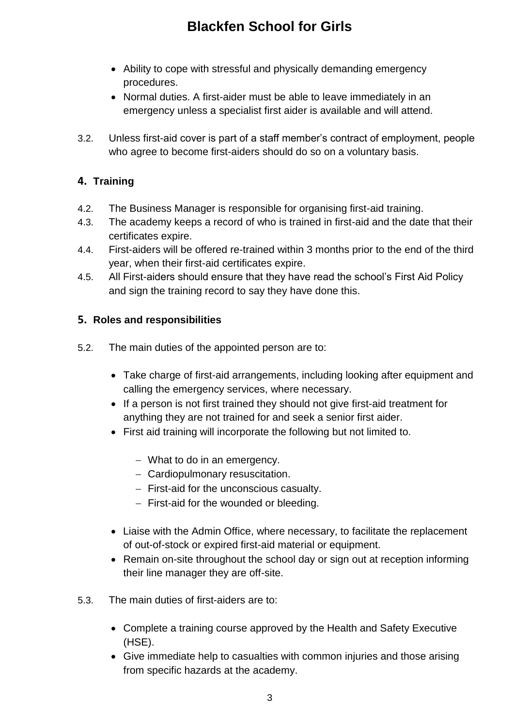- Ability to cope with stressful and physically demanding emergency procedures.
- Normal duties. A first-aider must be able to leave immediately in an emergency unless a specialist first aider is available and will attend.

3.2. Unless first-aid cover is part of a staff member's contract of employment, people who agree to become first-aiders should do so on a voluntary basis.

## 4. Training

4.2. The Business Manager is responsible for organising first-aid training.

4.3. The academy keeps a record of who is trained in first-aid and the date that their certificates expire.

4.4. First-aiders will be offered re-trained within 3 months prior to the end of the third year, when their first-aid certificates expire.

4.5. All First-aiders should ensure that they have read the school's First Aid Policy and sign the training record to say they have done this.

## 5. Roles and responsibilities

5.2. The main duties of the appointed person are to:

- Take charge of first-aid arrangements, including looking after equipment and calling the emergency services, where necessary.
- If a person is not first trained they should not give first-aid treatment for anything they are not trained for and seek a senior first aider.
- First aid training will incorporate the following but not limited to.
  - What to do in an emergency.
  - Cardiopulmonary resuscitation.
  - First-aid for the unconscious casualty.
  - First-aid for the wounded or bleeding.
- Liaise with the Admin Office, where necessary, to facilitate the replacement of out-of-stock or expired first-aid material or equipment.
- Remain on-site throughout the school day or sign out at reception informing their line manager they are off-site.

5.3. The main duties of first-aiders are to:

- Complete a training course approved by the Health and Safety Executive (HSE).
- Give immediate help to casualties with common injuries and those arising from specific hazards at the academy.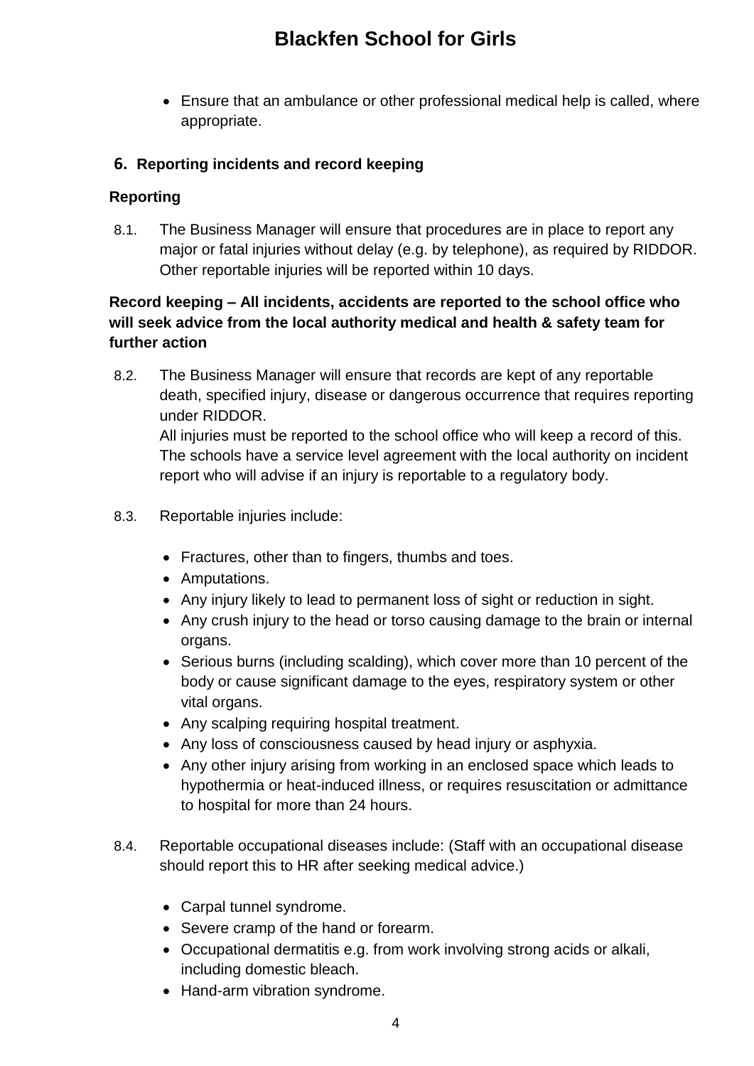- Ensure that an ambulance or other professional medical help is called, where appropriate.

## 6. Reporting incidents and record keeping

### Reporting

8.1. The Business Manager will ensure that procedures are in place to report any major or fatal injuries without delay (e.g. by telephone), as required by RIDDOR. Other reportable injuries will be reported within 10 days.

### Record keeping – All incidents, accidents are reported to the school office who will seek advice from the local authority medical and health & safety team for further action

8.2. The Business Manager will ensure that records are kept of any reportable death, specified injury, disease or dangerous occurrence that requires reporting under RIDDOR.
All injuries must be reported to the school office who will keep a record of this. The schools have a service level agreement with the local authority on incident report who will advise if an injury is reportable to a regulatory body.

8.3. Reportable injuries include:

- Fractures, other than to fingers, thumbs and toes.
- Amputations.
- Any injury likely to lead to permanent loss of sight or reduction in sight.
- Any crush injury to the head or torso causing damage to the brain or internal organs.
- Serious burns (including scalding), which cover more than 10 percent of the body or cause significant damage to the eyes, respiratory system or other vital organs.
- Any scalping requiring hospital treatment.
- Any loss of consciousness caused by head injury or asphyxia.
- Any other injury arising from working in an enclosed space which leads to hypothermia or heat-induced illness, or requires resuscitation or admittance to hospital for more than 24 hours.

8.4. Reportable occupational diseases include: (Staff with an occupational disease should report this to HR after seeking medical advice.)

- Carpal tunnel syndrome.
- Severe cramp of the hand or forearm.
- Occupational dermatitis e.g. from work involving strong acids or alkali, including domestic bleach.
- Hand-arm vibration syndrome.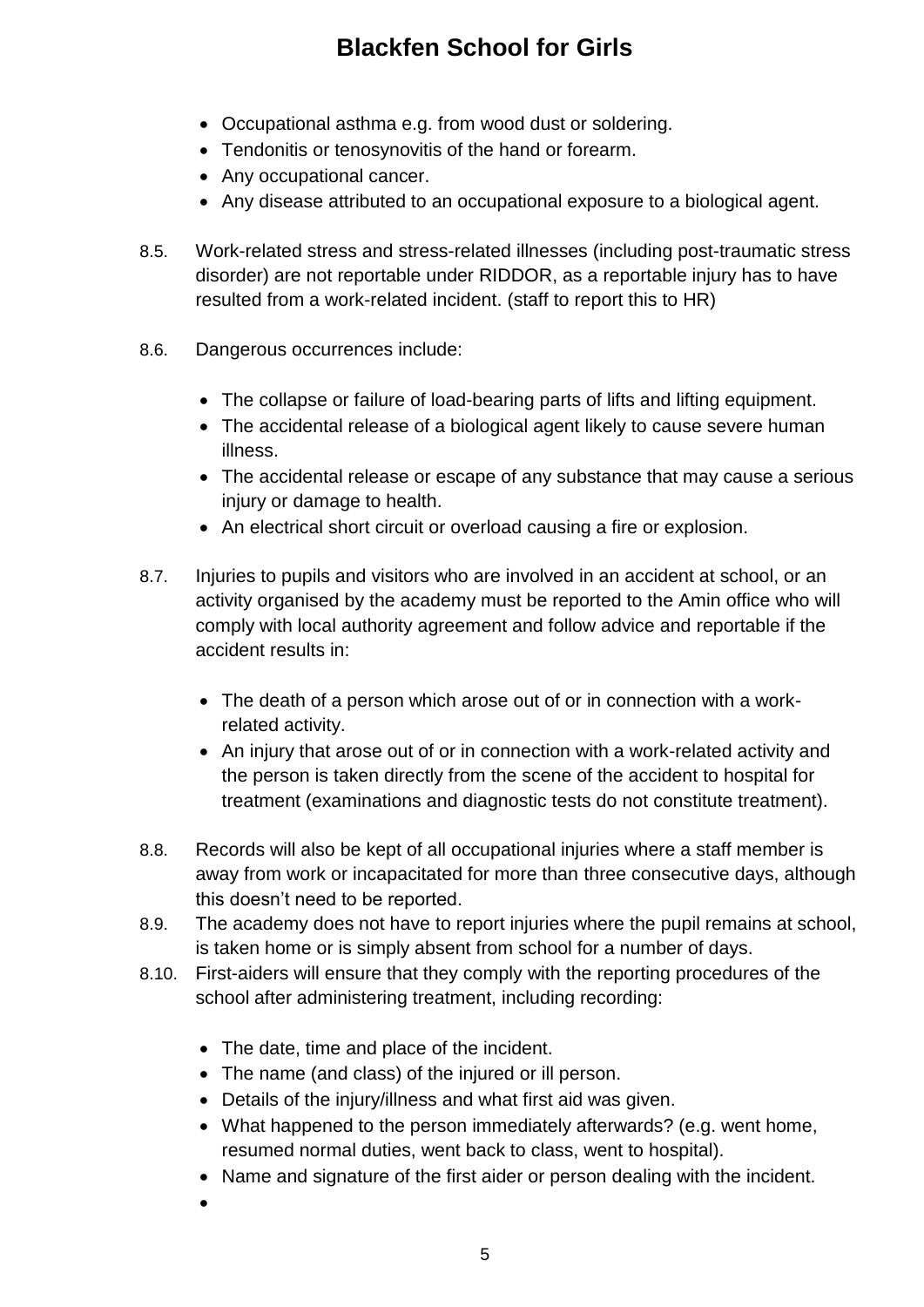- Occupational asthma e.g. from wood dust or soldering.
- Tendonitis or tenosynovitis of the hand or forearm.
- Any occupational cancer.
- Any disease attributed to an occupational exposure to a biological agent.

8.5. Work-related stress and stress-related illnesses (including post-traumatic stress disorder) are not reportable under RIDDOR, as a reportable injury has to have resulted from a work-related incident. (staff to report this to HR)

8.6. Dangerous occurrences include:

- The collapse or failure of load-bearing parts of lifts and lifting equipment.
- The accidental release of a biological agent likely to cause severe human illness.
- The accidental release or escape of any substance that may cause a serious injury or damage to health.
- An electrical short circuit or overload causing a fire or explosion.

8.7. Injuries to pupils and visitors who are involved in an accident at school, or an activity organised by the academy must be reported to the Amin office who will comply with local authority agreement and follow advice and reportable if the accident results in:

- The death of a person which arose out of or in connection with a work-related activity.
- An injury that arose out of or in connection with a work-related activity and the person is taken directly from the scene of the accident to hospital for treatment (examinations and diagnostic tests do not constitute treatment).

8.8. Records will also be kept of all occupational injuries where a staff member is away from work or incapacitated for more than three consecutive days, although this doesn't need to be reported.

8.9. The academy does not have to report injuries where the pupil remains at school, is taken home or is simply absent from school for a number of days.

8.10. First-aiders will ensure that they comply with the reporting procedures of the school after administering treatment, including recording:

- The date, time and place of the incident.
- The name (and class) of the injured or ill person.
- Details of the injury/illness and what first aid was given.
- What happened to the person immediately afterwards? (e.g. went home, resumed normal duties, went back to class, went to hospital).
- Name and signature of the first aider or person dealing with the incident.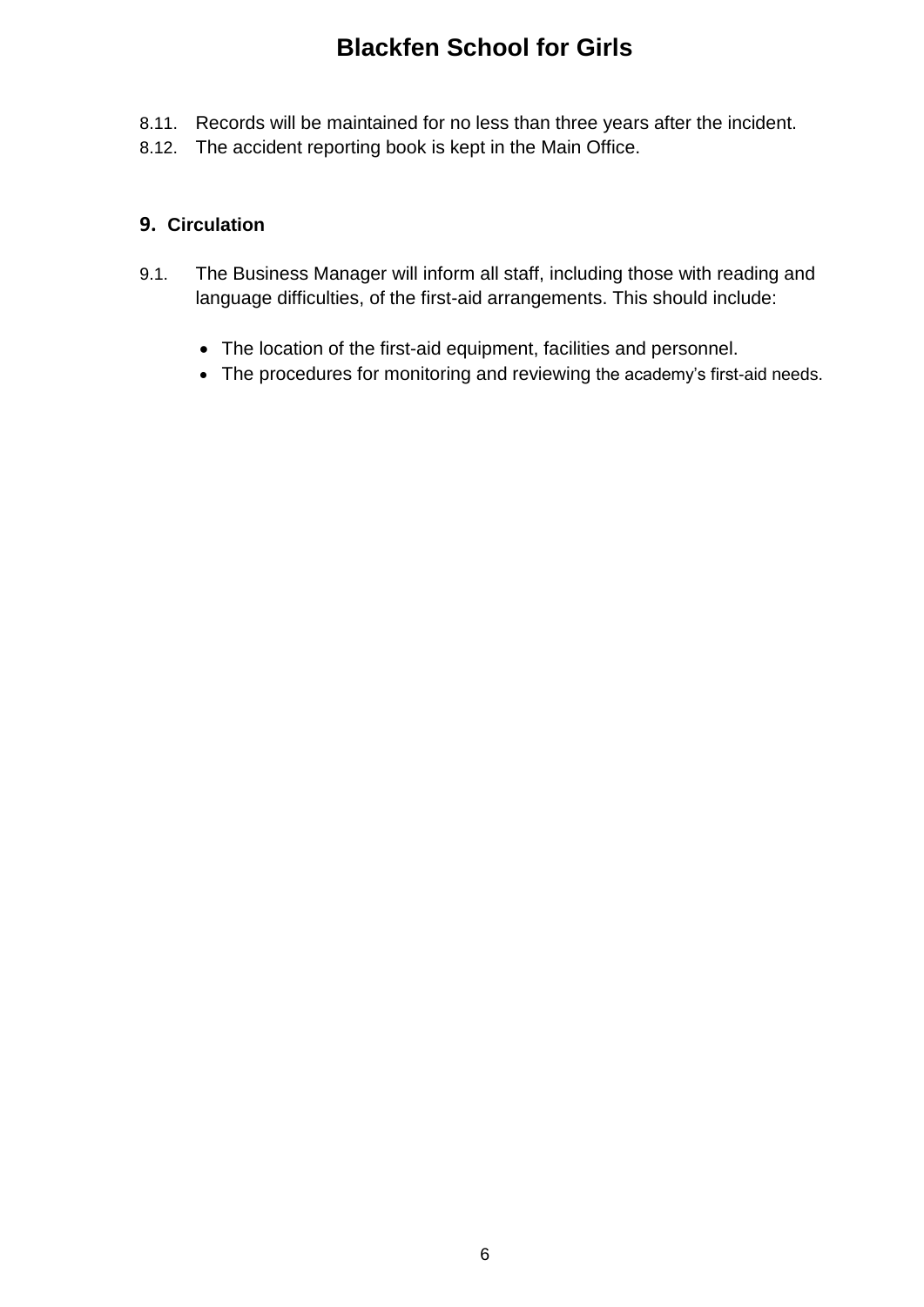8.11. Records will be maintained for no less than three years after the incident.
8.12. The accident reporting book is kept in the Main Office.

## 9. Circulation

9.1. The Business Manager will inform all staff, including those with reading and language difficulties, of the first-aid arrangements. This should include:

- The location of the first-aid equipment, facilities and personnel.
- The procedures for monitoring and reviewing the academy's first-aid needs.